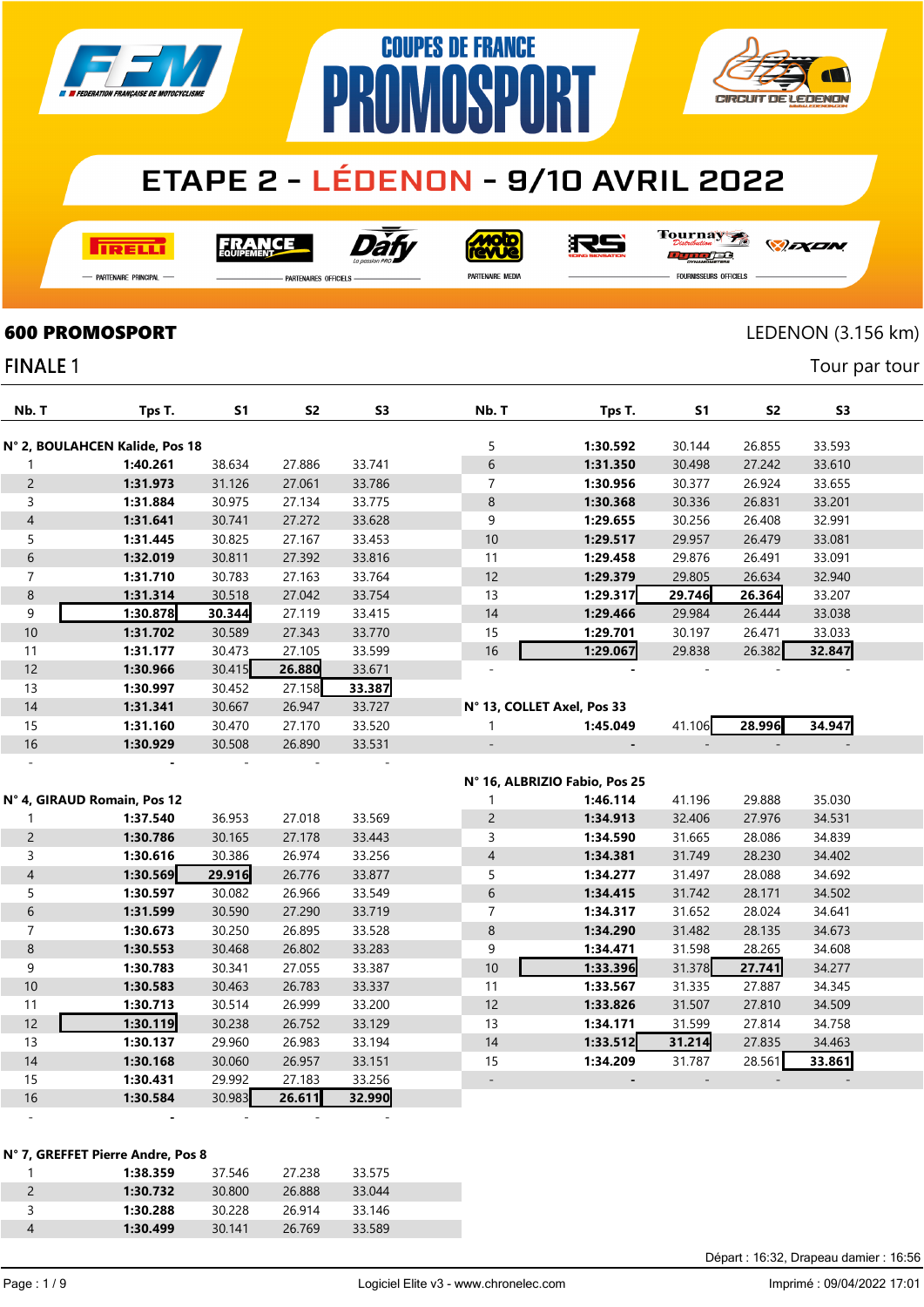# COUPES DE FRANCE PROMOSPORT

## ETAPE 2 - LÉDENON - 9/10 AVRIL 2022

PIRELLI — PARTENAIRE PRINCIPAL — FRANCE EQUIPEMENT — Dafy — PARTENAIRES OFFICIELS — moto revue — PARTENAIRE MEDIA — RS — Tournay — IXON — FOURNISSEURS OFFICIELS

## 600 PROMOSPORT

LEDENON (3.156 km)

### FINALE 1

Tour par tour

**N° 2, BOULAHCEN Kalide, Pos 18**

| Nb. T | Tps T. | S1 | S2 | S3 |
|---|---|---|---|---|
| 1 | **1:40.261** | 38.634 | 27.886 | 33.741 |
| 2 | **1:31.973** | 31.126 | 27.061 | 33.786 |
| 3 | **1:31.884** | 30.975 | 27.134 | 33.775 |
| 4 | **1:31.641** | 30.741 | 27.272 | 33.628 |
| 5 | **1:31.445** | 30.825 | 27.167 | 33.453 |
| 6 | **1:32.019** | 30.811 | 27.392 | 33.816 |
| 7 | **1:31.710** | 30.783 | 27.163 | 33.764 |
| 8 | **1:31.314** | 30.518 | 27.042 | 33.754 |
| 9 | **1:30.878** | **30.344** | 27.119 | 33.415 |
| 10 | **1:31.702** | 30.589 | 27.343 | 33.770 |
| 11 | **1:31.177** | 30.473 | 27.105 | 33.599 |
| 12 | **1:30.966** | 30.415 | **26.880** | 33.671 |
| 13 | **1:30.997** | 30.452 | 27.158 | **33.387** |
| 14 | **1:31.341** | 30.667 | 26.947 | 33.727 |
| 15 | **1:31.160** | 30.470 | 27.170 | 33.520 |
| 16 | **1:30.929** | 30.508 | 26.890 | 33.531 |
| - | - | - | - | - |

**N° 4, GIRAUD Romain, Pos 12**

| Nb. T | Tps T. | S1 | S2 | S3 |
|---|---|---|---|---|
| 1 | **1:37.540** | 36.953 | 27.018 | 33.569 |
| 2 | **1:30.786** | 30.165 | 27.178 | 33.443 |
| 3 | **1:30.616** | 30.386 | 26.974 | 33.256 |
| 4 | **1:30.569** | **29.916** | 26.776 | 33.877 |
| 5 | **1:30.597** | 30.082 | 26.966 | 33.549 |
| 6 | **1:31.599** | 30.590 | 27.290 | 33.719 |
| 7 | **1:30.673** | 30.250 | 26.895 | 33.528 |
| 8 | **1:30.553** | 30.468 | 26.802 | 33.283 |
| 9 | **1:30.783** | 30.341 | 27.055 | 33.387 |
| 10 | **1:30.583** | 30.463 | 26.783 | 33.337 |
| 11 | **1:30.713** | 30.514 | 26.999 | 33.200 |
| 12 | **1:30.119** | 30.238 | 26.752 | 33.129 |
| 13 | **1:30.137** | 29.960 | 26.983 | 33.194 |
| 14 | **1:30.168** | 30.060 | 26.957 | 33.151 |
| 15 | **1:30.431** | 29.992 | 27.183 | 33.256 |
| 16 | **1:30.584** | 30.983 | **26.611** | **32.990** |
| - | - | - | - | - |

**N° 7, GREFFET Pierre Andre, Pos 8**

| Nb. T | Tps T. | S1 | S2 | S3 |
|---|---|---|---|---|
| 1 | **1:38.359** | 37.546 | 27.238 | 33.575 |
| 2 | **1:30.732** | 30.800 | 26.888 | 33.044 |
| 3 | **1:30.288** | 30.228 | 26.914 | 33.146 |
| 4 | **1:30.499** | 30.141 | 26.769 | 33.589 |
| 5 | **1:30.592** | 30.144 | 26.855 | 33.593 |
| 6 | **1:31.350** | 30.498 | 27.242 | 33.610 |
| 7 | **1:30.956** | 30.377 | 26.924 | 33.655 |
| 8 | **1:30.368** | 30.336 | 26.831 | 33.201 |
| 9 | **1:29.655** | 30.256 | 26.408 | 32.991 |
| 10 | **1:29.517** | 29.957 | 26.479 | 33.081 |
| 11 | **1:29.458** | 29.876 | 26.491 | 33.091 |
| 12 | **1:29.379** | 29.805 | 26.634 | 32.940 |
| 13 | **1:29.317** | **29.746** | **26.364** | 33.207 |
| 14 | **1:29.466** | 29.984 | 26.444 | 33.038 |
| 15 | **1:29.701** | 30.197 | 26.471 | 33.033 |
| 16 | **1:29.067** | 29.838 | 26.382 | **32.847** |
| - | - | - | - | - |

**N° 13, COLLET Axel, Pos 33**

| Nb. T | Tps T. | S1 | S2 | S3 |
|---|---|---|---|---|
| 1 | **1:45.049** | 41.106 | **28.996** | **34.947** |
| - | - | - | - | - |

**N° 16, ALBRIZIO Fabio, Pos 25**

| Nb. T | Tps T. | S1 | S2 | S3 |
|---|---|---|---|---|
| 1 | **1:46.114** | 41.196 | 29.888 | 35.030 |
| 2 | **1:34.913** | 32.406 | 27.976 | 34.531 |
| 3 | **1:34.590** | 31.665 | 28.086 | 34.839 |
| 4 | **1:34.381** | 31.749 | 28.230 | 34.402 |
| 5 | **1:34.277** | 31.497 | 28.088 | 34.692 |
| 6 | **1:34.415** | 31.742 | 28.171 | 34.502 |
| 7 | **1:34.317** | 31.652 | 28.024 | 34.641 |
| 8 | **1:34.290** | 31.482 | 28.135 | 34.673 |
| 9 | **1:34.471** | 31.598 | 28.265 | 34.608 |
| 10 | **1:33.396** | 31.378 | **27.741** | 34.277 |
| 11 | **1:33.567** | 31.335 | 27.887 | 34.345 |
| 12 | **1:33.826** | 31.507 | 27.810 | 34.509 |
| 13 | **1:34.171** | 31.599 | 27.814 | 34.758 |
| 14 | **1:33.512** | **31.214** | 27.835 | 34.463 |
| 15 | **1:34.209** | 31.787 | 28.561 | **33.861** |
| - | - | - | - | - |

Départ : 16:32, Drapeau damier : 16:56

Logiciel Elite v3 - www.chronelec.com

Imprimé : 09/04/2022 17:01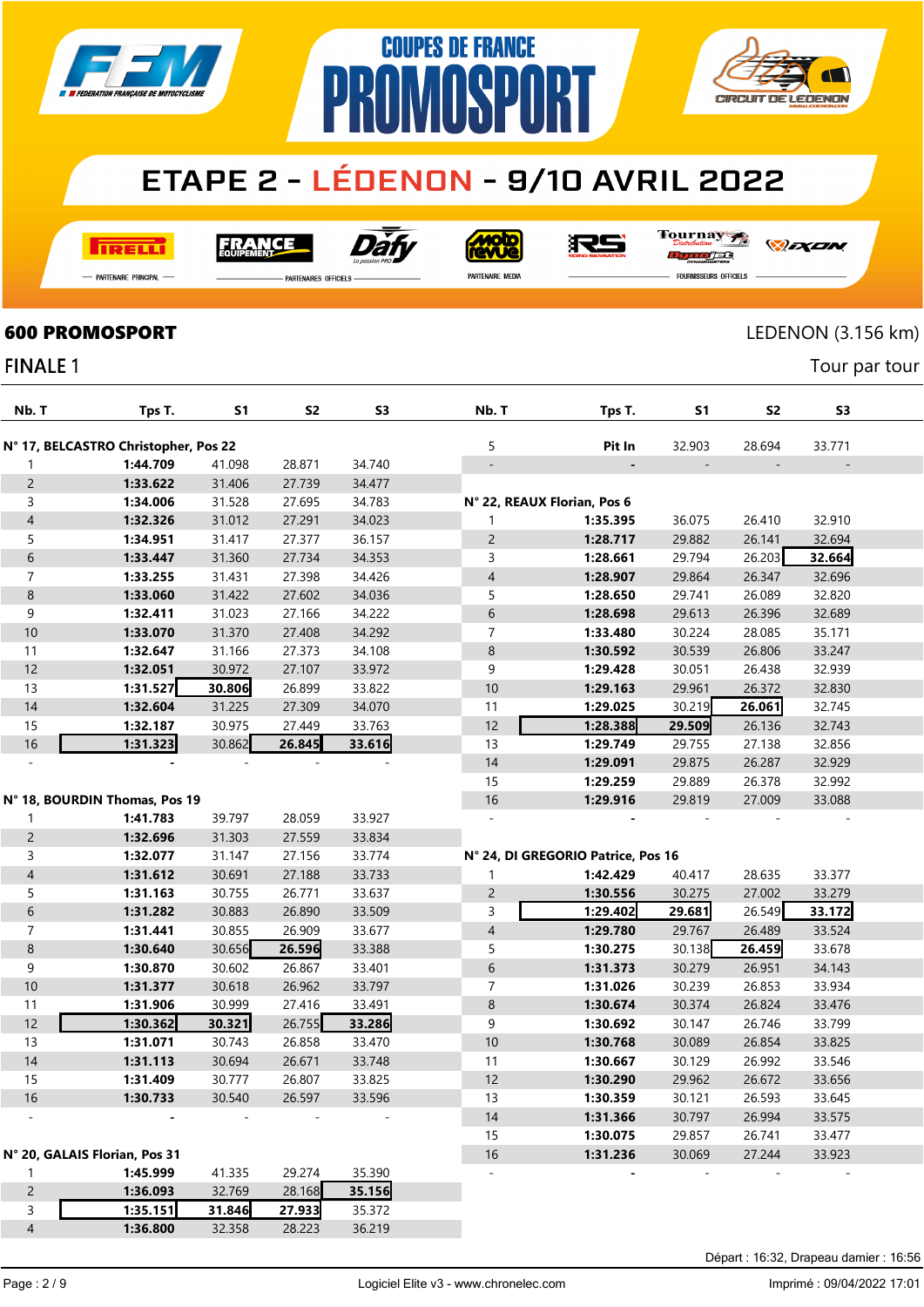# ETAPE 2 - LÉDENON - 9/10 AVRIL 2022

COUPES DE FRANCE PROMOSPORT

## 600 PROMOSPORT

LEDENON (3.156 km)

### FINALE 1

Tour par tour

| Nb. T | Tps T. | S1 | S2 | S3 |
|---|---|---|---|---|
| **N° 17, BELCASTRO Christopher, Pos 22** | | | | |
| 1 | **1:44.709** | 41.098 | 28.871 | 34.740 |
| 2 | **1:33.622** | 31.406 | 27.739 | 34.477 |
| 3 | **1:34.006** | 31.528 | 27.695 | 34.783 |
| 4 | **1:32.326** | 31.012 | 27.291 | 34.023 |
| 5 | **1:34.951** | 31.417 | 27.377 | 36.157 |
| 6 | **1:33.447** | 31.360 | 27.734 | 34.353 |
| 7 | **1:33.255** | 31.431 | 27.398 | 34.426 |
| 8 | **1:33.060** | 31.422 | 27.602 | 34.036 |
| 9 | **1:32.411** | 31.023 | 27.166 | 34.222 |
| 10 | **1:33.070** | 31.370 | 27.408 | 34.292 |
| 11 | **1:32.647** | 31.166 | 27.373 | 34.108 |
| 12 | **1:32.051** | 30.972 | 27.107 | 33.972 |
| 13 | **1:31.527** | **30.806** | 26.899 | 33.822 |
| 14 | **1:32.604** | 31.225 | 27.309 | 34.070 |
| 15 | **1:32.187** | 30.975 | 27.449 | 33.763 |
| 16 | **1:31.323** | 30.862 | **26.845** | **33.616** |
| - | - | - | - | - |
| **N° 18, BOURDIN Thomas, Pos 19** | | | | |
| 1 | **1:41.783** | 39.797 | 28.059 | 33.927 |
| 2 | **1:32.696** | 31.303 | 27.559 | 33.834 |
| 3 | **1:32.077** | 31.147 | 27.156 | 33.774 |
| 4 | **1:31.612** | 30.691 | 27.188 | 33.733 |
| 5 | **1:31.163** | 30.755 | 26.771 | 33.637 |
| 6 | **1:31.282** | 30.883 | 26.890 | 33.509 |
| 7 | **1:31.441** | 30.855 | 26.909 | 33.677 |
| 8 | **1:30.640** | 30.656 | **26.596** | 33.388 |
| 9 | **1:30.870** | 30.602 | 26.867 | 33.401 |
| 10 | **1:31.377** | 30.618 | 26.962 | 33.797 |
| 11 | **1:31.906** | 30.999 | 27.416 | 33.491 |
| 12 | **1:30.362** | **30.321** | 26.755 | **33.286** |
| 13 | **1:31.071** | 30.743 | 26.858 | 33.470 |
| 14 | **1:31.113** | 30.694 | 26.671 | 33.748 |
| 15 | **1:31.409** | 30.777 | 26.807 | 33.825 |
| 16 | **1:30.733** | 30.540 | 26.597 | 33.596 |
| - | - | - | - | - |
| **N° 20, GALAIS Florian, Pos 31** | | | | |
| 1 | **1:45.999** | 41.335 | 29.274 | 35.390 |
| 2 | **1:36.093** | 32.769 | 28.168 | **35.156** |
| 3 | **1:35.151** | **31.846** | **27.933** | 35.372 |
| 4 | **1:36.800** | 32.358 | 28.223 | 36.219 |
| 5 | **Pit In** | 32.903 | 28.694 | 33.771 |
| - | - | - | - | - |
| **N° 22, REAUX Florian, Pos 6** | | | | |
| 1 | **1:35.395** | 36.075 | 26.410 | 32.910 |
| 2 | **1:28.717** | 29.882 | 26.141 | 32.694 |
| 3 | **1:28.661** | 29.794 | 26.203 | **32.664** |
| 4 | **1:28.907** | 29.864 | 26.347 | 32.696 |
| 5 | **1:28.650** | 29.741 | 26.089 | 32.820 |
| 6 | **1:28.698** | 29.613 | 26.396 | 32.689 |
| 7 | **1:33.480** | 30.224 | 28.085 | 35.171 |
| 8 | **1:30.592** | 30.539 | 26.806 | 33.247 |
| 9 | **1:29.428** | 30.051 | 26.438 | 32.939 |
| 10 | **1:29.163** | 29.961 | 26.372 | 32.830 |
| 11 | **1:29.025** | 30.219 | **26.061** | 32.745 |
| 12 | **1:28.388** | **29.509** | 26.136 | 32.743 |
| 13 | **1:29.749** | 29.755 | 27.138 | 32.856 |
| 14 | **1:29.091** | 29.875 | 26.287 | 32.929 |
| 15 | **1:29.259** | 29.889 | 26.378 | 32.992 |
| 16 | **1:29.916** | 29.819 | 27.009 | 33.088 |
| - | - | - | - | - |
| **N° 24, DI GREGORIO Patrice, Pos 16** | | | | |
| 1 | **1:42.429** | 40.417 | 28.635 | 33.377 |
| 2 | **1:30.556** | 30.275 | 27.002 | 33.279 |
| 3 | **1:29.402** | **29.681** | 26.549 | **33.172** |
| 4 | **1:29.780** | 29.767 | 26.489 | 33.524 |
| 5 | **1:30.275** | 30.138 | **26.459** | 33.678 |
| 6 | **1:31.373** | 30.279 | 26.951 | 34.143 |
| 7 | **1:31.026** | 30.239 | 26.853 | 33.934 |
| 8 | **1:30.674** | 30.374 | 26.824 | 33.476 |
| 9 | **1:30.692** | 30.147 | 26.746 | 33.799 |
| 10 | **1:30.768** | 30.089 | 26.854 | 33.825 |
| 11 | **1:30.667** | 30.129 | 26.992 | 33.546 |
| 12 | **1:30.290** | 29.962 | 26.672 | 33.656 |
| 13 | **1:30.359** | 30.121 | 26.593 | 33.645 |
| 14 | **1:31.366** | 30.797 | 26.994 | 33.575 |
| 15 | **1:30.075** | 29.857 | 26.741 | 33.477 |
| 16 | **1:31.236** | 30.069 | 27.244 | 33.923 |
| - | - | - | - | - |

Départ : 16:32, Drapeau damier : 16:56

Logiciel Elite v3 - www.chronelec.com

Imprimé : 09/04/2022 17:01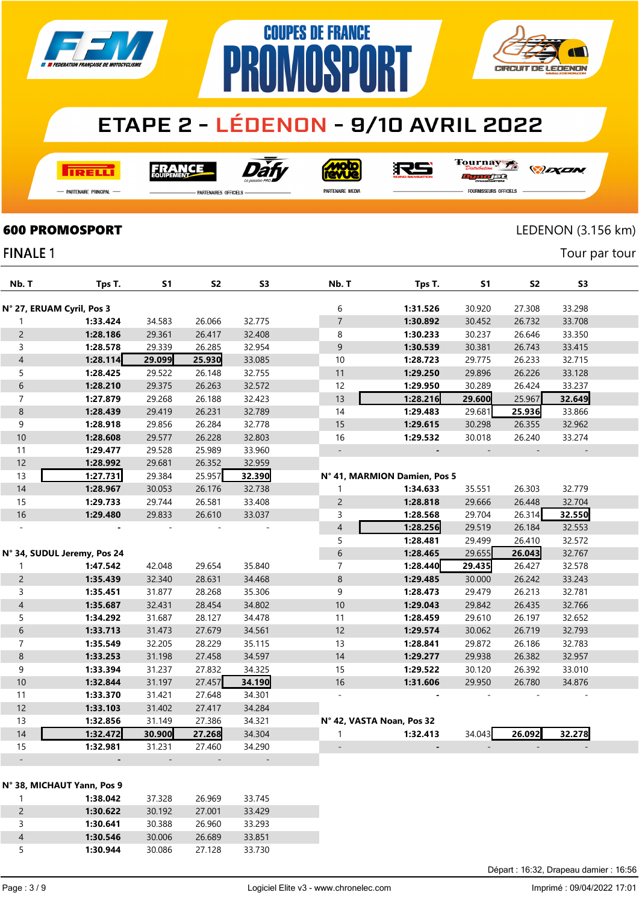# COUPES DE FRANCE PROMOSPORT

## ETAPE 2 - LÉDENON - 9/10 AVRIL 2022

PARTENAIRE PRINCIPAL — PARTENAIRES OFFICIELS — PARTENAIRE MEDIA — FOURNISSEURS OFFICIELS

**600 PROMOSPORT** — LEDENON (3.156 km)

FINALE 1 — Tour par tour

| Nb. T | Tps T. | S1 | S2 | S3 |
|---|---|---|---|---|
| **N° 27, ERUAM Cyril, Pos 3** | | | | |
| 1 | **1:33.424** | 34.583 | 26.066 | 32.775 |
| 2 | **1:28.186** | 29.361 | 26.417 | 32.408 |
| 3 | **1:28.578** | 29.339 | 26.285 | 32.954 |
| 4 | **1:28.114** | **29.099** | **25.930** | 33.085 |
| 5 | **1:28.425** | 29.522 | 26.148 | 32.755 |
| 6 | **1:28.210** | 29.375 | 26.263 | 32.572 |
| 7 | **1:27.879** | 29.268 | 26.188 | 32.423 |
| 8 | **1:28.439** | 29.419 | 26.231 | 32.789 |
| 9 | **1:28.918** | 29.856 | 26.284 | 32.778 |
| 10 | **1:28.608** | 29.577 | 26.228 | 32.803 |
| 11 | **1:29.477** | 29.528 | 25.989 | 33.960 |
| 12 | **1:28.992** | 29.681 | 26.352 | 32.959 |
| 13 | **1:27.731** | 29.384 | 25.957 | **32.390** |
| 14 | **1:28.967** | 30.053 | 26.176 | 32.738 |
| 15 | **1:29.733** | 29.744 | 26.581 | 33.408 |
| 16 | **1:29.480** | 29.833 | 26.610 | 33.037 |
| - | - | - | - | - |
| **N° 34, SUDUL Jeremy, Pos 24** | | | | |
| 1 | **1:47.542** | 42.048 | 29.654 | 35.840 |
| 2 | **1:35.439** | 32.340 | 28.631 | 34.468 |
| 3 | **1:35.451** | 31.877 | 28.268 | 35.306 |
| 4 | **1:35.687** | 32.431 | 28.454 | 34.802 |
| 5 | **1:34.292** | 31.687 | 28.127 | 34.478 |
| 6 | **1:33.713** | 31.473 | 27.679 | 34.561 |
| 7 | **1:35.549** | 32.205 | 28.229 | 35.115 |
| 8 | **1:33.253** | 31.198 | 27.458 | 34.597 |
| 9 | **1:33.394** | 31.237 | 27.832 | 34.325 |
| 10 | **1:32.844** | 31.197 | 27.457 | **34.190** |
| 11 | **1:33.370** | 31.421 | 27.648 | 34.301 |
| 12 | **1:33.103** | 31.402 | 27.417 | 34.284 |
| 13 | **1:32.856** | 31.149 | 27.386 | 34.321 |
| 14 | **1:32.472** | **30.900** | **27.268** | 34.304 |
| 15 | **1:32.981** | 31.231 | 27.460 | 34.290 |
| - | - | - | - | - |
| **N° 38, MICHAUT Yann, Pos 9** | | | | |
| 1 | **1:38.042** | 37.328 | 26.969 | 33.745 |
| 2 | **1:30.622** | 30.192 | 27.001 | 33.429 |
| 3 | **1:30.641** | 30.388 | 26.960 | 33.293 |
| 4 | **1:30.546** | 30.006 | 26.689 | 33.851 |
| 5 | **1:30.944** | 30.086 | 27.128 | 33.730 |
| 6 | **1:31.526** | 30.920 | 27.308 | 33.298 |
| 7 | **1:30.892** | 30.452 | 26.732 | 33.708 |
| 8 | **1:30.233** | 30.237 | 26.646 | 33.350 |
| 9 | **1:30.539** | 30.381 | 26.743 | 33.415 |
| 10 | **1:28.723** | 29.775 | 26.233 | 32.715 |
| 11 | **1:29.250** | 29.896 | 26.226 | 33.128 |
| 12 | **1:29.950** | 30.289 | 26.424 | 33.237 |
| 13 | **1:28.216** | **29.600** | 25.967 | **32.649** |
| 14 | **1:29.483** | 29.681 | **25.936** | 33.866 |
| 15 | **1:29.615** | 30.298 | 26.355 | 32.962 |
| 16 | **1:29.532** | 30.018 | 26.240 | 33.274 |
| - | - | - | - | - |
| **N° 41, MARMION Damien, Pos 5** | | | | |
| 1 | **1:34.633** | 35.551 | 26.303 | 32.779 |
| 2 | **1:28.818** | 29.666 | 26.448 | 32.704 |
| 3 | **1:28.568** | 29.704 | 26.314 | **32.550** |
| 4 | **1:28.256** | 29.519 | 26.184 | 32.553 |
| 5 | **1:28.481** | 29.499 | 26.410 | 32.572 |
| 6 | **1:28.465** | 29.655 | **26.043** | 32.767 |
| 7 | **1:28.440** | **29.435** | 26.427 | 32.578 |
| 8 | **1:29.485** | 30.000 | 26.242 | 33.243 |
| 9 | **1:28.473** | 29.479 | 26.213 | 32.781 |
| 10 | **1:29.043** | 29.842 | 26.435 | 32.766 |
| 11 | **1:28.459** | 29.610 | 26.197 | 32.652 |
| 12 | **1:29.574** | 30.062 | 26.719 | 32.793 |
| 13 | **1:28.841** | 29.872 | 26.186 | 32.783 |
| 14 | **1:29.277** | 29.938 | 26.382 | 32.957 |
| 15 | **1:29.522** | 30.120 | 26.392 | 33.010 |
| 16 | **1:31.606** | 29.950 | 26.780 | 34.876 |
| - | - | - | - | - |
| **N° 42, VASTA Noan, Pos 32** | | | | |
| 1 | **1:32.413** | 34.043 | **26.092** | **32.278** |
| - | - | - | - | - |

Départ : 16:32, Drapeau damier : 16:56

Logiciel Elite v3 - www.chronelec.com — Imprimé : 09/04/2022 17:01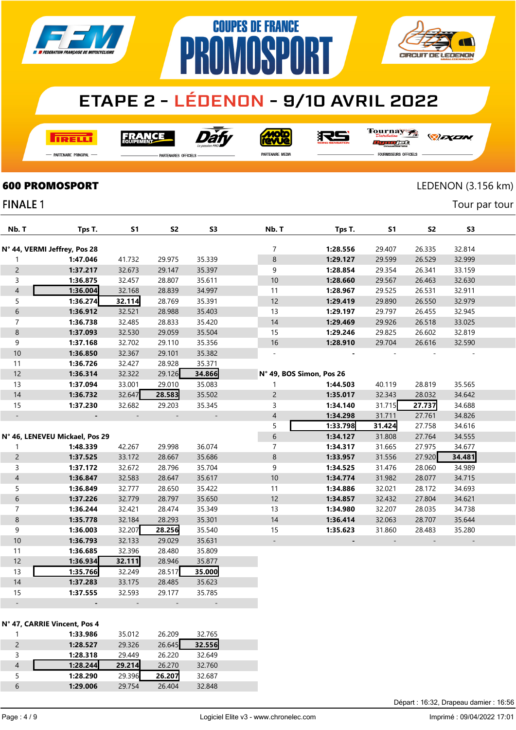# COUPES DE FRANCE PROMOSPORT

## ETAPE 2 - LÉDENON - 9/10 AVRIL 2022

PARTENAIRE PRINCIPAL — PARTENAIRES OFFICIELS — PARTENAIRE MEDIA — FOURNISSEURS OFFICIELS

**600 PROMOSPORT** — LEDENON (3.156 km)

FINALE 1 — Tour par tour

| Nb. T | Tps T. | S1 | S2 | S3 |
|---|---|---|---|---|
| **N° 44, VERMI Jeffrey, Pos 28** | | | | |
| 1 | **1:47.046** | 41.732 | 29.975 | 35.339 |
| 2 | **1:37.217** | 32.673 | 29.147 | 35.397 |
| 3 | **1:36.875** | 32.457 | 28.807 | 35.611 |
| 4 | **1:36.004** | 32.168 | 28.839 | 34.997 |
| 5 | **1:36.274** | **32.114** | 28.769 | 35.391 |
| 6 | **1:36.912** | 32.521 | 28.988 | 35.403 |
| 7 | **1:36.738** | 32.485 | 28.833 | 35.420 |
| 8 | **1:37.093** | 32.530 | 29.059 | 35.504 |
| 9 | **1:37.168** | 32.702 | 29.110 | 35.356 |
| 10 | **1:36.850** | 32.367 | 29.101 | 35.382 |
| 11 | **1:36.726** | 32.427 | 28.928 | 35.371 |
| 12 | **1:36.314** | 32.322 | 29.126 | **34.866** |
| 13 | **1:37.094** | 33.001 | 29.010 | 35.083 |
| 14 | **1:36.732** | 32.647 | **28.583** | 35.502 |
| 15 | **1:37.230** | 32.682 | 29.203 | 35.345 |
| - | - | - | - | - |
| **N° 46, LENEVEU Mickael, Pos 29** | | | | |
| 1 | **1:48.339** | 42.267 | 29.998 | 36.074 |
| 2 | **1:37.525** | 33.172 | 28.667 | 35.686 |
| 3 | **1:37.172** | 32.672 | 28.796 | 35.704 |
| 4 | **1:36.847** | 32.583 | 28.647 | 35.617 |
| 5 | **1:36.849** | 32.777 | 28.650 | 35.422 |
| 6 | **1:37.226** | 32.779 | 28.797 | 35.650 |
| 7 | **1:36.244** | 32.421 | 28.474 | 35.349 |
| 8 | **1:35.778** | 32.184 | 28.293 | 35.301 |
| 9 | **1:36.003** | 32.207 | **28.256** | 35.540 |
| 10 | **1:36.793** | 32.133 | 29.029 | 35.631 |
| 11 | **1:36.685** | 32.396 | 28.480 | 35.809 |
| 12 | **1:36.934** | **32.111** | 28.946 | 35.877 |
| 13 | **1:35.766** | 32.249 | 28.517 | **35.000** |
| 14 | **1:37.283** | 33.175 | 28.485 | 35.623 |
| 15 | **1:37.555** | 32.593 | 29.177 | 35.785 |
| - | - | - | - | - |
| **N° 47, CARRIE Vincent, Pos 4** | | | | |
| 1 | **1:33.986** | 35.012 | 26.209 | 32.765 |
| 2 | **1:28.527** | 29.326 | 26.645 | **32.556** |
| 3 | **1:28.318** | 29.449 | 26.220 | 32.649 |
| 4 | **1:28.244** | **29.214** | 26.270 | 32.760 |
| 5 | **1:28.290** | 29.396 | **26.207** | 32.687 |
| 6 | **1:29.006** | 29.754 | 26.404 | 32.848 |
| 7 | **1:28.556** | 29.407 | 26.335 | 32.814 |
| 8 | **1:29.127** | 29.599 | 26.529 | 32.999 |
| 9 | **1:28.854** | 29.354 | 26.341 | 33.159 |
| 10 | **1:28.660** | 29.567 | 26.463 | 32.630 |
| 11 | **1:28.967** | 29.525 | 26.531 | 32.911 |
| 12 | **1:29.419** | 29.890 | 26.550 | 32.979 |
| 13 | **1:29.197** | 29.797 | 26.455 | 32.945 |
| 14 | **1:29.469** | 29.926 | 26.518 | 33.025 |
| 15 | **1:29.246** | 29.825 | 26.602 | 32.819 |
| 16 | **1:28.910** | 29.704 | 26.616 | 32.590 |
| - | - | - | - | - |
| **N° 49, BOS Simon, Pos 26** | | | | |
| 1 | **1:44.503** | 40.119 | 28.819 | 35.565 |
| 2 | **1:35.017** | 32.343 | 28.032 | 34.642 |
| 3 | **1:34.140** | 31.715 | **27.737** | 34.688 |
| 4 | **1:34.298** | 31.711 | 27.761 | 34.826 |
| 5 | **1:33.798** | **31.424** | 27.758 | 34.616 |
| 6 | **1:34.127** | 31.808 | 27.764 | 34.555 |
| 7 | **1:34.317** | 31.665 | 27.975 | 34.677 |
| 8 | **1:33.957** | 31.556 | 27.920 | **34.481** |
| 9 | **1:34.525** | 31.476 | 28.060 | 34.989 |
| 10 | **1:34.774** | 31.982 | 28.077 | 34.715 |
| 11 | **1:34.886** | 32.021 | 28.172 | 34.693 |
| 12 | **1:34.857** | 32.432 | 27.804 | 34.621 |
| 13 | **1:34.980** | 32.207 | 28.035 | 34.738 |
| 14 | **1:36.414** | 32.063 | 28.707 | 35.644 |
| 15 | **1:35.623** | 31.860 | 28.483 | 35.280 |
| - | - | - | - | - |

Départ : 16:32, Drapeau damier : 16:56

Logiciel Elite v3 - www.chronelec.com — Imprimé : 09/04/2022 17:01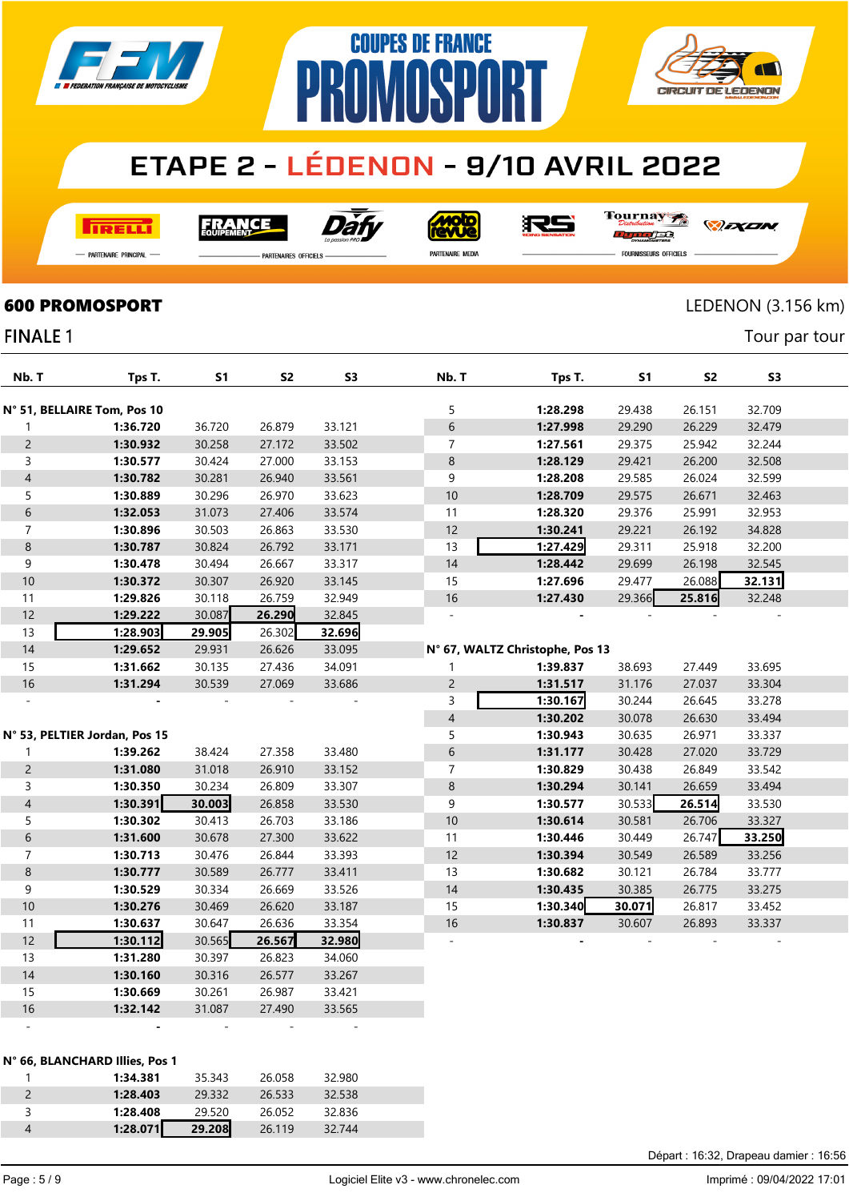# COUPES DE FRANCE PROMOSPORT

## ETAPE 2 - LÉDENON - 9/10 AVRIL 2022

PARTENAIRE PRINCIPAL — PARTENAIRES OFFICIELS — PARTENAIRE MEDIA — FOURNISSEURS OFFICIELS

**600 PROMOSPORT** — LEDENON (3.156 km)

FINALE 1 — Tour par tour

| Nb. T | Tps T. | S1 | S2 | S3 |
|---|---|---|---|---|
| **N° 51, BELLAIRE Tom, Pos 10** | | | | |
| 1 | **1:36.720** | 36.720 | 26.879 | 33.121 |
| 2 | **1:30.932** | 30.258 | 27.172 | 33.502 |
| 3 | **1:30.577** | 30.424 | 27.000 | 33.153 |
| 4 | **1:30.782** | 30.281 | 26.940 | 33.561 |
| 5 | **1:30.889** | 30.296 | 26.970 | 33.623 |
| 6 | **1:32.053** | 31.073 | 27.406 | 33.574 |
| 7 | **1:30.896** | 30.503 | 26.863 | 33.530 |
| 8 | **1:30.787** | 30.824 | 26.792 | 33.171 |
| 9 | **1:30.478** | 30.494 | 26.667 | 33.317 |
| 10 | **1:30.372** | 30.307 | 26.920 | 33.145 |
| 11 | **1:29.826** | 30.118 | 26.759 | 32.949 |
| 12 | **1:29.222** | 30.087 | **26.290** | 32.845 |
| 13 | **1:28.903** | **29.905** | 26.302 | **32.696** |
| 14 | **1:29.652** | 29.931 | 26.626 | 33.095 |
| 15 | **1:31.662** | 30.135 | 27.436 | 34.091 |
| 16 | **1:31.294** | 30.539 | 27.069 | 33.686 |
| - | - | - | - | - |
| **N° 53, PELTIER Jordan, Pos 15** | | | | |
| 1 | **1:39.262** | 38.424 | 27.358 | 33.480 |
| 2 | **1:31.080** | 31.018 | 26.910 | 33.152 |
| 3 | **1:30.350** | 30.234 | 26.809 | 33.307 |
| 4 | **1:30.391** | **30.003** | 26.858 | 33.530 |
| 5 | **1:30.302** | 30.413 | 26.703 | 33.186 |
| 6 | **1:31.600** | 30.678 | 27.300 | 33.622 |
| 7 | **1:30.713** | 30.476 | 26.844 | 33.393 |
| 8 | **1:30.777** | 30.589 | 26.777 | 33.411 |
| 9 | **1:30.529** | 30.334 | 26.669 | 33.526 |
| 10 | **1:30.276** | 30.469 | 26.620 | 33.187 |
| 11 | **1:30.637** | 30.647 | 26.636 | 33.354 |
| 12 | **1:30.112** | 30.565 | **26.567** | **32.980** |
| 13 | **1:31.280** | 30.397 | 26.823 | 34.060 |
| 14 | **1:30.160** | 30.316 | 26.577 | 33.267 |
| 15 | **1:30.669** | 30.261 | 26.987 | 33.421 |
| 16 | **1:32.142** | 31.087 | 27.490 | 33.565 |
| - | - | - | - | - |
| **N° 66, BLANCHARD Illies, Pos 1** | | | | |
| 1 | **1:34.381** | 35.343 | 26.058 | 32.980 |
| 2 | **1:28.403** | 29.332 | 26.533 | 32.538 |
| 3 | **1:28.408** | 29.520 | 26.052 | 32.836 |
| 4 | **1:28.071** | **29.208** | 26.119 | 32.744 |
| 5 | **1:28.298** | 29.438 | 26.151 | 32.709 |
| 6 | **1:27.998** | 29.290 | 26.229 | 32.479 |
| 7 | **1:27.561** | 29.375 | 25.942 | 32.244 |
| 8 | **1:28.129** | 29.421 | 26.200 | 32.508 |
| 9 | **1:28.208** | 29.585 | 26.024 | 32.599 |
| 10 | **1:28.709** | 29.575 | 26.671 | 32.463 |
| 11 | **1:28.320** | 29.376 | 25.991 | 32.953 |
| 12 | **1:30.241** | 29.221 | 26.192 | 34.828 |
| 13 | **1:27.429** | 29.311 | 25.918 | 32.200 |
| 14 | **1:28.442** | 29.699 | 26.198 | 32.545 |
| 15 | **1:27.696** | 29.477 | 26.088 | **32.131** |
| 16 | **1:27.430** | 29.366 | **25.816** | 32.248 |
| - | - | - | - | - |
| **N° 67, WALTZ Christophe, Pos 13** | | | | |
| 1 | **1:39.837** | 38.693 | 27.449 | 33.695 |
| 2 | **1:31.517** | 31.176 | 27.037 | 33.304 |
| 3 | **1:30.167** | 30.244 | 26.645 | 33.278 |
| 4 | **1:30.202** | 30.078 | 26.630 | 33.494 |
| 5 | **1:30.943** | 30.635 | 26.971 | 33.337 |
| 6 | **1:31.177** | 30.428 | 27.020 | 33.729 |
| 7 | **1:30.829** | 30.438 | 26.849 | 33.542 |
| 8 | **1:30.294** | 30.141 | 26.659 | 33.494 |
| 9 | **1:30.577** | 30.533 | **26.514** | 33.530 |
| 10 | **1:30.614** | 30.581 | 26.706 | 33.327 |
| 11 | **1:30.446** | 30.449 | 26.747 | **33.250** |
| 12 | **1:30.394** | 30.549 | 26.589 | 33.256 |
| 13 | **1:30.682** | 30.121 | 26.784 | 33.777 |
| 14 | **1:30.435** | 30.385 | 26.775 | 33.275 |
| 15 | **1:30.340** | **30.071** | 26.817 | 33.452 |
| 16 | **1:30.837** | 30.607 | 26.893 | 33.337 |
| - | - | - | - | - |

Départ : 16:32, Drapeau damier : 16:56

Logiciel Elite v3 - www.chronelec.com — Imprimé : 09/04/2022 17:01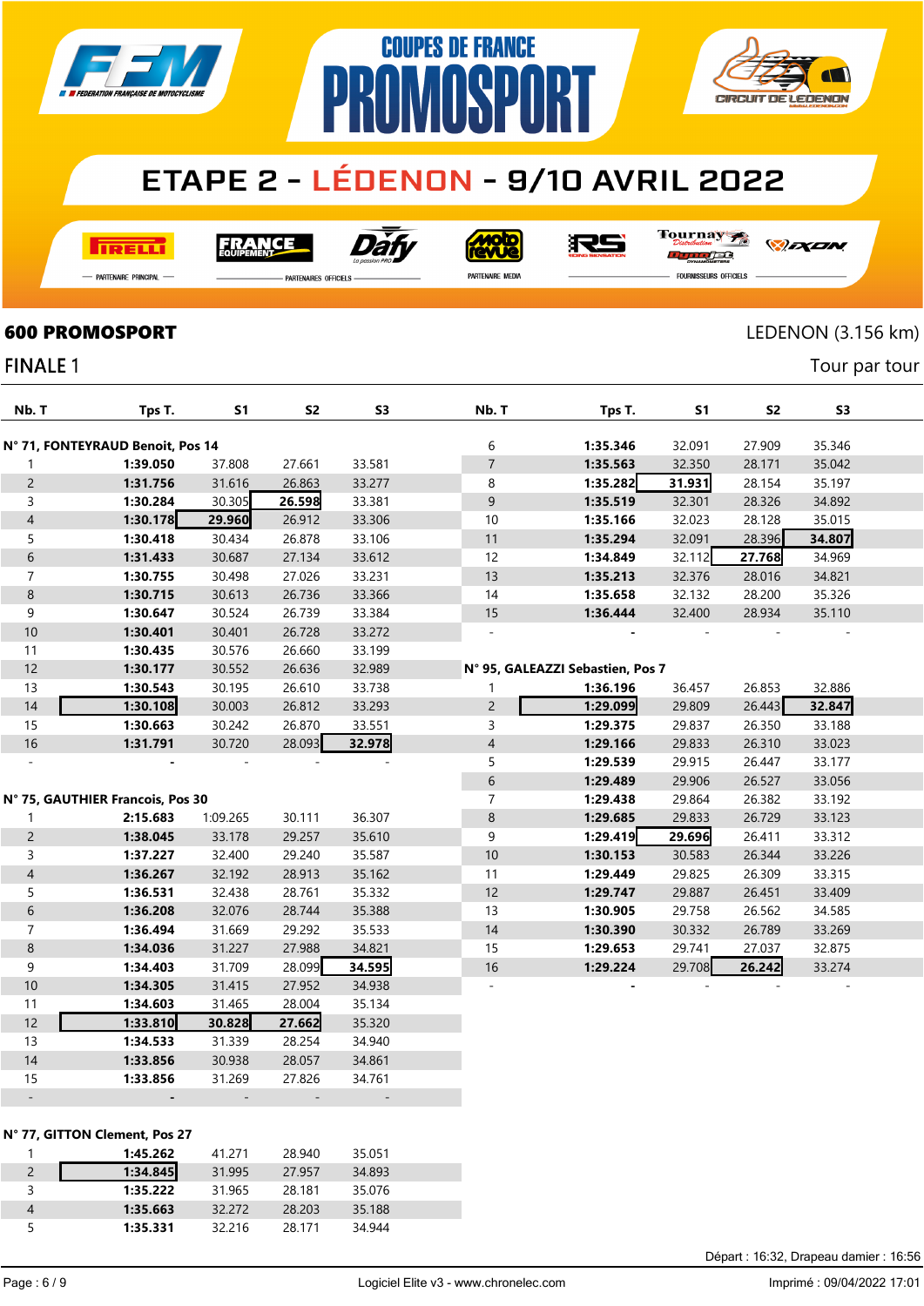# ETAPE 2 - LÉDENON - 9/10 AVRIL 2022

COUPES DE FRANCE PROMOSPORT

## 600 PROMOSPORT

LEDENON (3.156 km)

FINALE 1

Tour par tour

### N° 71, FONTEYRAUD Benoit, Pos 14

| Nb. T | Tps T. | S1 | S2 | S3 |
|---|---|---|---|---|
| 1 | 1:39.050 | 37.808 | 27.661 | 33.581 |
| 2 | 1:31.756 | 31.616 | 26.863 | 33.277 |
| 3 | 1:30.284 | 30.305 | 26.598 | 33.381 |
| 4 | 1:30.178 | 29.960 | 26.912 | 33.306 |
| 5 | 1:30.418 | 30.434 | 26.878 | 33.106 |
| 6 | 1:31.433 | 30.687 | 27.134 | 33.612 |
| 7 | 1:30.755 | 30.498 | 27.026 | 33.231 |
| 8 | 1:30.715 | 30.613 | 26.736 | 33.366 |
| 9 | 1:30.647 | 30.524 | 26.739 | 33.384 |
| 10 | 1:30.401 | 30.401 | 26.728 | 33.272 |
| 11 | 1:30.435 | 30.576 | 26.660 | 33.199 |
| 12 | 1:30.177 | 30.552 | 26.636 | 32.989 |
| 13 | 1:30.543 | 30.195 | 26.610 | 33.738 |
| 14 | 1:30.108 | 30.003 | 26.812 | 33.293 |
| 15 | 1:30.663 | 30.242 | 26.870 | 33.551 |
| 16 | 1:31.791 | 30.720 | 28.093 | 32.978 |
| - | - | - | - | - |

### N° 75, GAUTHIER Francois, Pos 30

| Nb. T | Tps T. | S1 | S2 | S3 |
|---|---|---|---|---|
| 1 | 2:15.683 | 1:09.265 | 30.111 | 36.307 |
| 2 | 1:38.045 | 33.178 | 29.257 | 35.610 |
| 3 | 1:37.227 | 32.400 | 29.240 | 35.587 |
| 4 | 1:36.267 | 32.192 | 28.913 | 35.162 |
| 5 | 1:36.531 | 32.438 | 28.761 | 35.332 |
| 6 | 1:36.208 | 32.076 | 28.744 | 35.388 |
| 7 | 1:36.494 | 31.669 | 29.292 | 35.533 |
| 8 | 1:34.036 | 31.227 | 27.988 | 34.821 |
| 9 | 1:34.403 | 31.709 | 28.099 | 34.595 |
| 10 | 1:34.305 | 31.415 | 27.952 | 34.938 |
| 11 | 1:34.603 | 31.465 | 28.004 | 35.134 |
| 12 | 1:33.810 | 30.828 | 27.662 | 35.320 |
| 13 | 1:34.533 | 31.339 | 28.254 | 34.940 |
| 14 | 1:33.856 | 30.938 | 28.057 | 34.861 |
| 15 | 1:33.856 | 31.269 | 27.826 | 34.761 |
| - | - | - | - | - |

### N° 77, GITTON Clement, Pos 27

| Nb. T | Tps T. | S1 | S2 | S3 |
|---|---|---|---|---|
| 1 | 1:45.262 | 41.271 | 28.940 | 35.051 |
| 2 | 1:34.845 | 31.995 | 27.957 | 34.893 |
| 3 | 1:35.222 | 31.965 | 28.181 | 35.076 |
| 4 | 1:35.663 | 32.272 | 28.203 | 35.188 |
| 5 | 1:35.331 | 32.216 | 28.171 | 34.944 |
| 6 | 1:35.346 | 32.091 | 27.909 | 35.346 |
| 7 | 1:35.563 | 32.350 | 28.171 | 35.042 |
| 8 | 1:35.282 | 31.931 | 28.154 | 35.197 |
| 9 | 1:35.519 | 32.301 | 28.326 | 34.892 |
| 10 | 1:35.166 | 32.023 | 28.128 | 35.015 |
| 11 | 1:35.294 | 32.091 | 28.396 | 34.807 |
| 12 | 1:34.849 | 32.112 | 27.768 | 34.969 |
| 13 | 1:35.213 | 32.376 | 28.016 | 34.821 |
| 14 | 1:35.658 | 32.132 | 28.200 | 35.326 |
| 15 | 1:36.444 | 32.400 | 28.934 | 35.110 |
| - | - | - | - | - |

### N° 95, GALEAZZI Sebastien, Pos 7

| Nb. T | Tps T. | S1 | S2 | S3 |
|---|---|---|---|---|
| 1 | 1:36.196 | 36.457 | 26.853 | 32.886 |
| 2 | 1:29.099 | 29.809 | 26.443 | 32.847 |
| 3 | 1:29.375 | 29.837 | 26.350 | 33.188 |
| 4 | 1:29.166 | 29.833 | 26.310 | 33.023 |
| 5 | 1:29.539 | 29.915 | 26.447 | 33.177 |
| 6 | 1:29.489 | 29.906 | 26.527 | 33.056 |
| 7 | 1:29.438 | 29.864 | 26.382 | 33.192 |
| 8 | 1:29.685 | 29.833 | 26.729 | 33.123 |
| 9 | 1:29.419 | 29.696 | 26.411 | 33.312 |
| 10 | 1:30.153 | 30.583 | 26.344 | 33.226 |
| 11 | 1:29.449 | 29.825 | 26.309 | 33.315 |
| 12 | 1:29.747 | 29.887 | 26.451 | 33.409 |
| 13 | 1:30.905 | 29.758 | 26.562 | 34.585 |
| 14 | 1:30.390 | 30.332 | 26.789 | 33.269 |
| 15 | 1:29.653 | 29.741 | 27.037 | 32.875 |
| 16 | 1:29.224 | 29.708 | 26.242 | 33.274 |
| - | - | - | - | - |

Départ : 16:32, Drapeau damier : 16:56

Logiciel Elite v3 - www.chronelec.com

Imprimé : 09/04/2022 17:01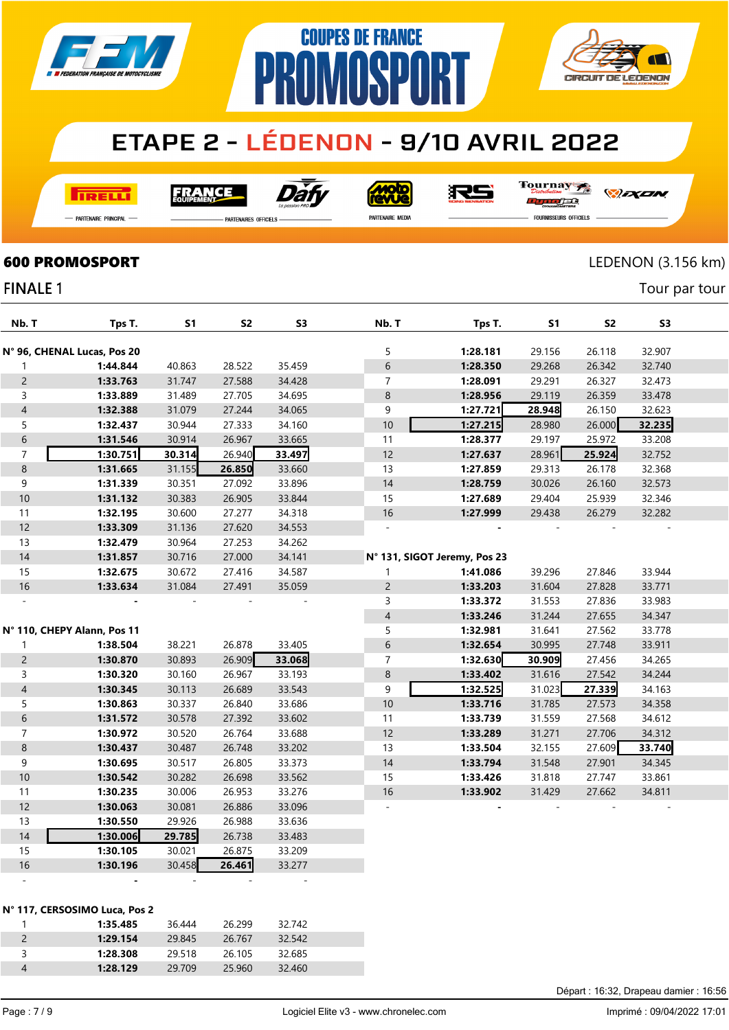# COUPES DE FRANCE PROMOSPORT

## ETAPE 2 - LÉDENON - 9/10 AVRIL 2022

PARTENAIRE PRINCIPAL — PARTENAIRES OFFICIELS — PARTENAIRE MEDIA — FOURNISSEURS OFFICIELS

**600 PROMOSPORT** — LEDENON (3.156 km)

FINALE 1 — Tour par tour

| Nb. T | Tps T. | S1 | S2 | S3 |
|---|---|---|---|---|
| **N° 96, CHENAL Lucas, Pos 20** | | | | |
| 1 | **1:44.844** | 40.863 | 28.522 | 35.459 |
| 2 | **1:33.763** | 31.747 | 27.588 | 34.428 |
| 3 | **1:33.889** | 31.489 | 27.705 | 34.695 |
| 4 | **1:32.388** | 31.079 | 27.244 | 34.065 |
| 5 | **1:32.437** | 30.944 | 27.333 | 34.160 |
| 6 | **1:31.546** | 30.914 | 26.967 | 33.665 |
| 7 | **1:30.751** | **30.314** | 26.940 | **33.497** |
| 8 | **1:31.665** | 31.155 | **26.850** | 33.660 |
| 9 | **1:31.339** | 30.351 | 27.092 | 33.896 |
| 10 | **1:31.132** | 30.383 | 26.905 | 33.844 |
| 11 | **1:32.195** | 30.600 | 27.277 | 34.318 |
| 12 | **1:33.309** | 31.136 | 27.620 | 34.553 |
| 13 | **1:32.479** | 30.964 | 27.253 | 34.262 |
| 14 | **1:31.857** | 30.716 | 27.000 | 34.141 |
| 15 | **1:32.675** | 30.672 | 27.416 | 34.587 |
| 16 | **1:33.634** | 31.084 | 27.491 | 35.059 |
| - | - | - | - | - |
| **N° 110, CHEPY Alann, Pos 11** | | | | |
| 1 | **1:38.504** | 38.221 | 26.878 | 33.405 |
| 2 | **1:30.870** | 30.893 | 26.909 | **33.068** |
| 3 | **1:30.320** | 30.160 | 26.967 | 33.193 |
| 4 | **1:30.345** | 30.113 | 26.689 | 33.543 |
| 5 | **1:30.863** | 30.337 | 26.840 | 33.686 |
| 6 | **1:31.572** | 30.578 | 27.392 | 33.602 |
| 7 | **1:30.972** | 30.520 | 26.764 | 33.688 |
| 8 | **1:30.437** | 30.487 | 26.748 | 33.202 |
| 9 | **1:30.695** | 30.517 | 26.805 | 33.373 |
| 10 | **1:30.542** | 30.282 | 26.698 | 33.562 |
| 11 | **1:30.235** | 30.006 | 26.953 | 33.276 |
| 12 | **1:30.063** | 30.081 | 26.886 | 33.096 |
| 13 | **1:30.550** | 29.926 | 26.988 | 33.636 |
| 14 | **1:30.006** | **29.785** | 26.738 | 33.483 |
| 15 | **1:30.105** | 30.021 | 26.875 | 33.209 |
| 16 | **1:30.196** | 30.458 | **26.461** | 33.277 |
| - | - | - | - | - |
| **N° 117, CERSOSIMO Luca, Pos 2** | | | | |
| 1 | **1:35.485** | 36.444 | 26.299 | 32.742 |
| 2 | **1:29.154** | 29.845 | 26.767 | 32.542 |
| 3 | **1:28.308** | 29.518 | 26.105 | 32.685 |
| 4 | **1:28.129** | 29.709 | 25.960 | 32.460 |
| 5 | **1:28.181** | 29.156 | 26.118 | 32.907 |
| 6 | **1:28.350** | 29.268 | 26.342 | 32.740 |
| 7 | **1:28.091** | 29.291 | 26.327 | 32.473 |
| 8 | **1:28.956** | 29.119 | 26.359 | 33.478 |
| 9 | **1:27.721** | **28.948** | 26.150 | 32.623 |
| 10 | **1:27.215** | 28.980 | 26.000 | **32.235** |
| 11 | **1:28.377** | 29.197 | 25.972 | 33.208 |
| 12 | **1:27.637** | 28.961 | **25.924** | 32.752 |
| 13 | **1:27.859** | 29.313 | 26.178 | 32.368 |
| 14 | **1:28.759** | 30.026 | 26.160 | 32.573 |
| 15 | **1:27.689** | 29.404 | 25.939 | 32.346 |
| 16 | **1:27.999** | 29.438 | 26.279 | 32.282 |
| - | - | - | - | - |
| **N° 131, SIGOT Jeremy, Pos 23** | | | | |
| 1 | **1:41.086** | 39.296 | 27.846 | 33.944 |
| 2 | **1:33.203** | 31.604 | 27.828 | 33.771 |
| 3 | **1:33.372** | 31.553 | 27.836 | 33.983 |
| 4 | **1:33.246** | 31.244 | 27.655 | 34.347 |
| 5 | **1:32.981** | 31.641 | 27.562 | 33.778 |
| 6 | **1:32.654** | 30.995 | 27.748 | 33.911 |
| 7 | **1:32.630** | **30.909** | 27.456 | 34.265 |
| 8 | **1:33.402** | 31.616 | 27.542 | 34.244 |
| 9 | **1:32.525** | 31.023 | **27.339** | 34.163 |
| 10 | **1:33.716** | 31.785 | 27.573 | 34.358 |
| 11 | **1:33.739** | 31.559 | 27.568 | 34.612 |
| 12 | **1:33.289** | 31.271 | 27.706 | 34.312 |
| 13 | **1:33.504** | 32.155 | 27.609 | **33.740** |
| 14 | **1:33.794** | 31.548 | 27.901 | 34.345 |
| 15 | **1:33.426** | 31.818 | 27.747 | 33.861 |
| 16 | **1:33.902** | 31.429 | 27.662 | 34.811 |
| - | - | - | - | - |

Départ : 16:32, Drapeau damier : 16:56

Logiciel Elite v3 - www.chronelec.com — Imprimé : 09/04/2022 17:01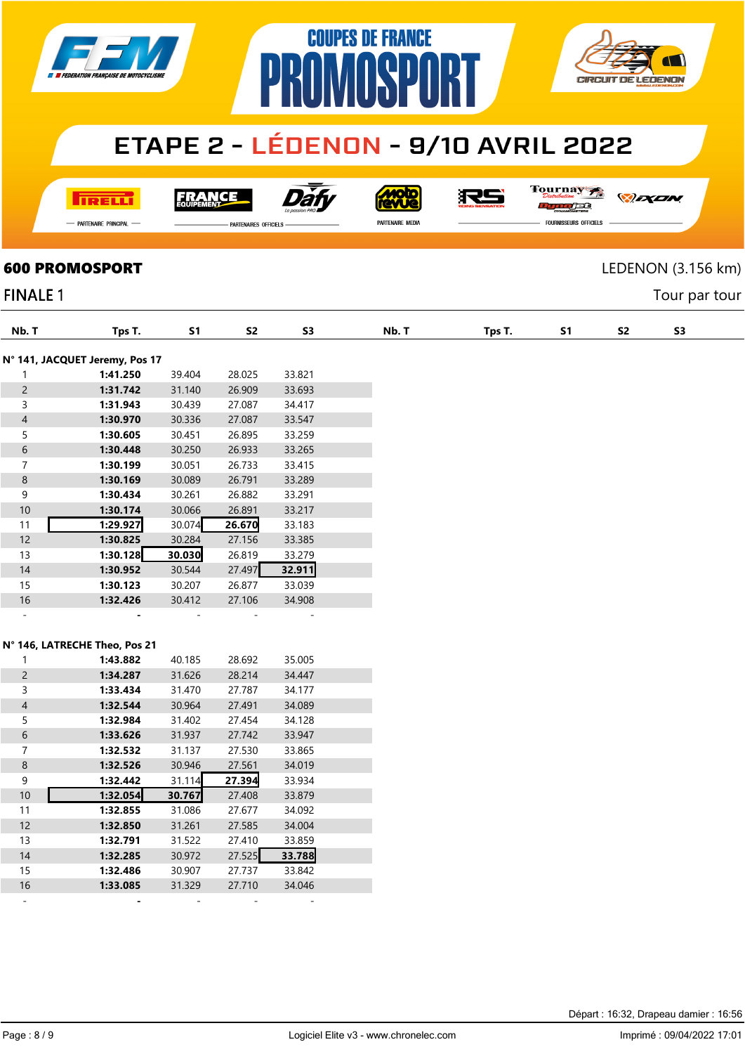# COUPES DE FRANCE PROMOSPORT

## ETAPE 2 - LÉDENON - 9/10 AVRIL 2022

PARTENAIRE PRINCIPAL — PARTENAIRES OFFICIELS — PARTENAIRE MEDIA — FOURNISSEURS OFFICIELS

**600 PROMOSPORT** LEDENON (3.156 km)

FINALE 1 — Tour par tour

| Nb. T | Tps T. | S1 | S2 | S3 |
|---|---|---|---|---|
| **N° 141, JACQUET Jeremy, Pos 17** | | | | |
| 1 | **1:41.250** | 39.404 | 28.025 | 33.821 |
| 2 | **1:31.742** | 31.140 | 26.909 | 33.693 |
| 3 | **1:31.943** | 30.439 | 27.087 | 34.417 |
| 4 | **1:30.970** | 30.336 | 27.087 | 33.547 |
| 5 | **1:30.605** | 30.451 | 26.895 | 33.259 |
| 6 | **1:30.448** | 30.250 | 26.933 | 33.265 |
| 7 | **1:30.199** | 30.051 | 26.733 | 33.415 |
| 8 | **1:30.169** | 30.089 | 26.791 | 33.289 |
| 9 | **1:30.434** | 30.261 | 26.882 | 33.291 |
| 10 | **1:30.174** | 30.066 | 26.891 | 33.217 |
| 11 | **1:29.927** | 30.074 | **26.670** | 33.183 |
| 12 | **1:30.825** | 30.284 | 27.156 | 33.385 |
| 13 | **1:30.128** | **30.030** | 26.819 | 33.279 |
| 14 | **1:30.952** | 30.544 | 27.497 | **32.911** |
| 15 | **1:30.123** | 30.207 | 26.877 | 33.039 |
| 16 | **1:32.426** | 30.412 | 27.106 | 34.908 |
| - | - | - | - | - |
| **N° 146, LATRECHE Theo, Pos 21** | | | | |
| 1 | **1:43.882** | 40.185 | 28.692 | 35.005 |
| 2 | **1:34.287** | 31.626 | 28.214 | 34.447 |
| 3 | **1:33.434** | 31.470 | 27.787 | 34.177 |
| 4 | **1:32.544** | 30.964 | 27.491 | 34.089 |
| 5 | **1:32.984** | 31.402 | 27.454 | 34.128 |
| 6 | **1:33.626** | 31.937 | 27.742 | 33.947 |
| 7 | **1:32.532** | 31.137 | 27.530 | 33.865 |
| 8 | **1:32.526** | 30.946 | 27.561 | 34.019 |
| 9 | **1:32.442** | 31.114 | **27.394** | 33.934 |
| 10 | **1:32.054** | **30.767** | 27.408 | 33.879 |
| 11 | **1:32.855** | 31.086 | 27.677 | 34.092 |
| 12 | **1:32.850** | 31.261 | 27.585 | 34.004 |
| 13 | **1:32.791** | 31.522 | 27.410 | 33.859 |
| 14 | **1:32.285** | 30.972 | 27.525 | **33.788** |
| 15 | **1:32.486** | 30.907 | 27.737 | 33.842 |
| 16 | **1:33.085** | 31.329 | 27.710 | 34.046 |
| - | - | - | - | - |

Départ : 16:32, Drapeau damier : 16:56

Logiciel Elite v3 - www.chronelec.com — Imprimé : 09/04/2022 17:01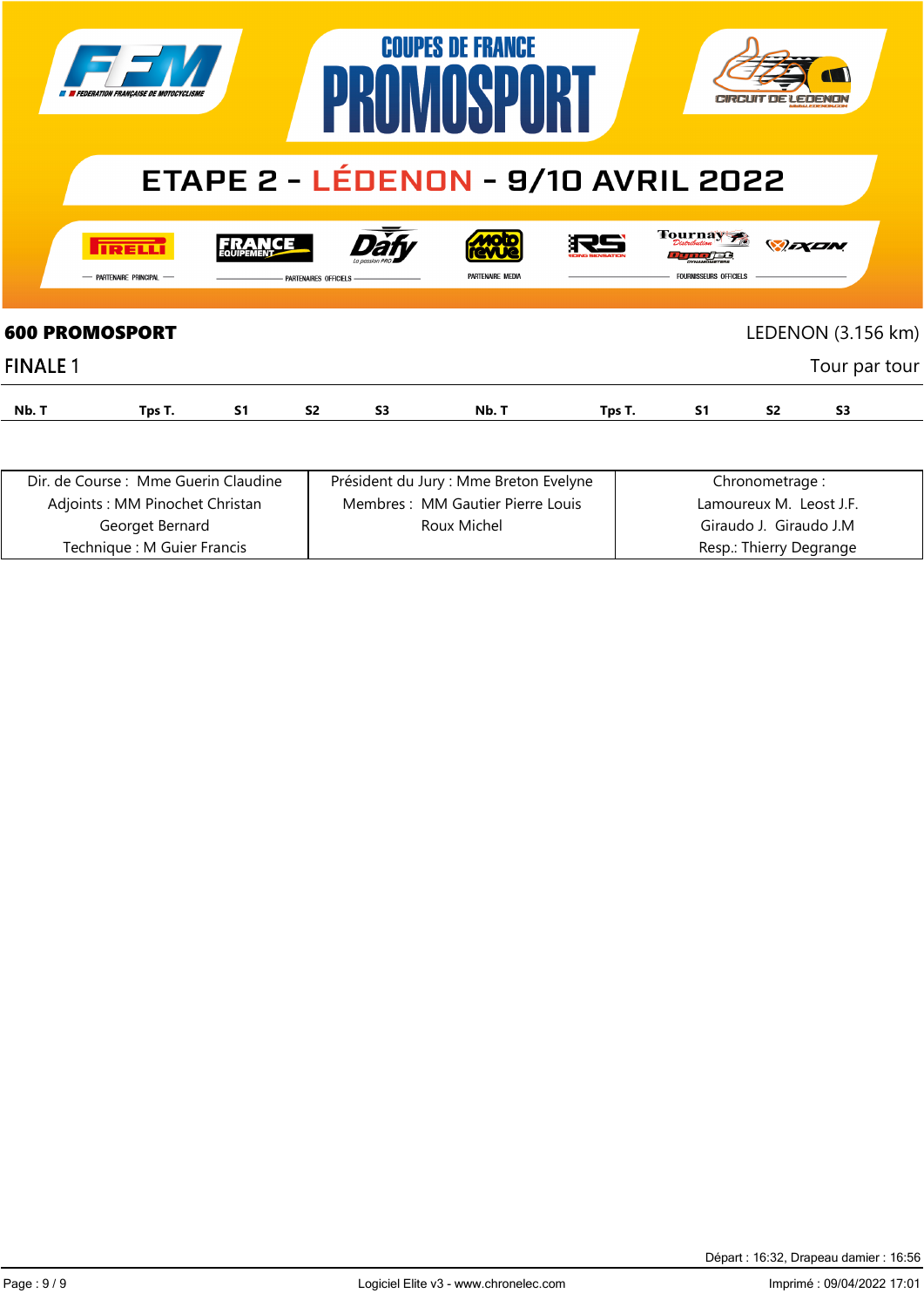# ETAPE 2 - LÉDENON - 9/10 AVRIL 2022

COUPES DE FRANCE PROMOSPORT

**600 PROMOSPORT**

LEDENON (3.156 km)

## FINALE 1

Tour par tour

| Nb. T | Tps T. | S1 | S2 | S3 | Nb. T | Tps T. | S1 | S2 | S3 |
|---|---|---|---|---|---|---|---|---|---|

| | | |
|---|---|---|
| Dir. de Course : Mme Guerin Claudine<br>Adjoints : MM Pinochet Christan<br>Georget Bernard<br>Technique : M Guier Francis | Président du Jury : Mme Breton Evelyne<br>Membres : MM Gautier Pierre Louis<br>Roux Michel | Chronometrage :<br>Lamoureux M. Leost J.F.<br>Giraudo J. Giraudo J.M<br>Resp.: Thierry Degrange |

Départ : 16:32, Drapeau damier : 16:56

Logiciel Elite v3 - www.chronelec.com

Imprimé : 09/04/2022 17:01